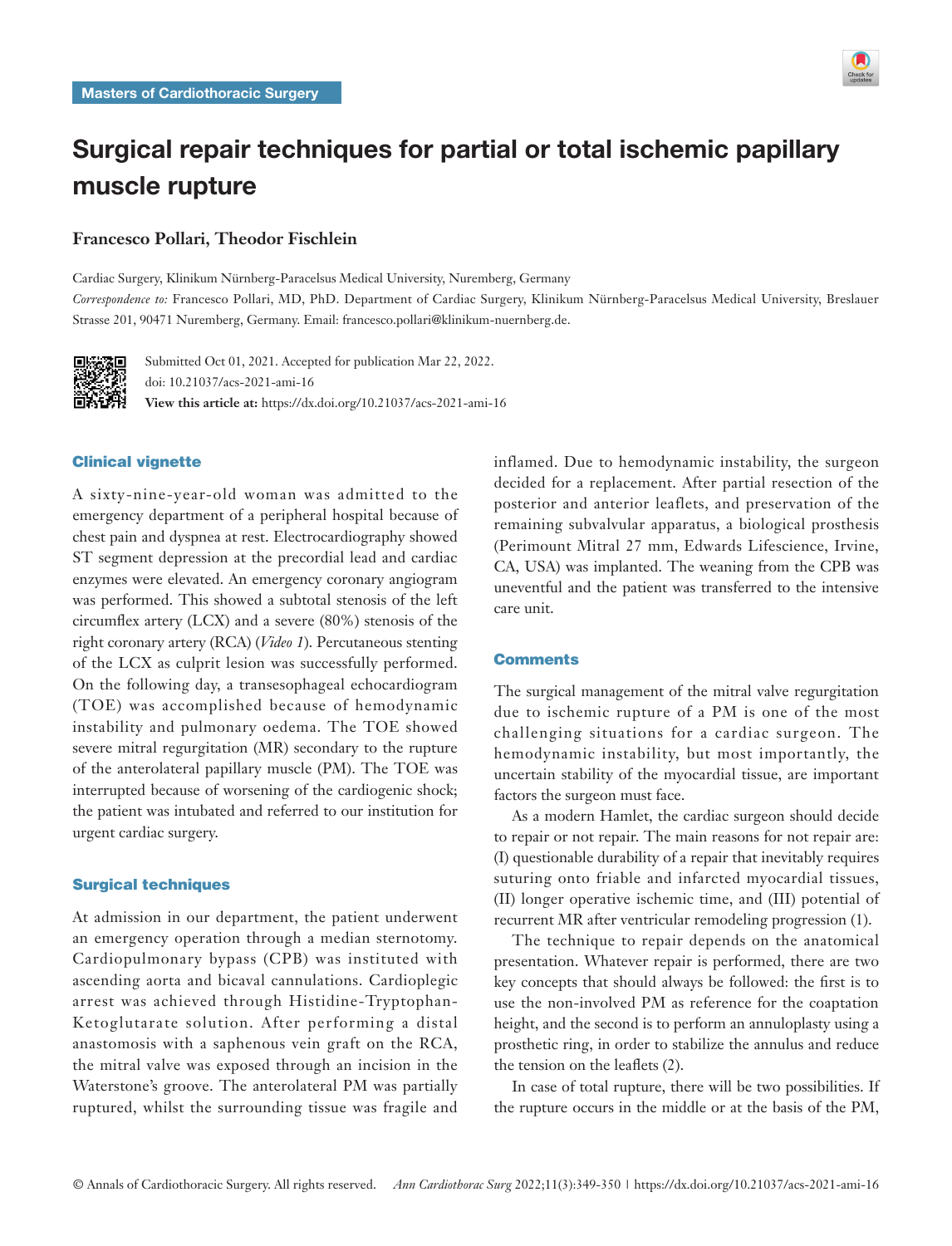Masters of Cardiothoracic Surgery

# Surgical repair techniques for partial or total ischemic papillary muscle rupture

**Francesco Pollari, Theodor Fischlein**

Cardiac Surgery, Klinikum Nürnberg-Paracelsus Medical University, Nuremberg, Germany

*Correspondence to:* Francesco Pollari, MD, PhD. Department of Cardiac Surgery, Klinikum Nürnberg-Paracelsus Medical University, Breslauer Strasse 201, 90471 Nuremberg, Germany. Email: francesco.pollari@klinikum-nuernberg.de.

Submitted Oct 01, 2021. Accepted for publication Mar 22, 2022.
doi: 10.21037/acs-2021-ami-16
**View this article at:** https://dx.doi.org/10.21037/acs-2021-ami-16

## Clinical vignette

A sixty-nine-year-old woman was admitted to the emergency department of a peripheral hospital because of chest pain and dyspnea at rest. Electrocardiography showed ST segment depression at the precordial lead and cardiac enzymes were elevated. An emergency coronary angiogram was performed. This showed a subtotal stenosis of the left circumflex artery (LCX) and a severe (80%) stenosis of the right coronary artery (RCA) (*Video 1*). Percutaneous stenting of the LCX as culprit lesion was successfully performed. On the following day, a transesophageal echocardiogram (TOE) was accomplished because of hemodynamic instability and pulmonary oedema. The TOE showed severe mitral regurgitation (MR) secondary to the rupture of the anterolateral papillary muscle (PM). The TOE was interrupted because of worsening of the cardiogenic shock; the patient was intubated and referred to our institution for urgent cardiac surgery.

## Surgical techniques

At admission in our department, the patient underwent an emergency operation through a median sternotomy. Cardiopulmonary bypass (CPB) was instituted with ascending aorta and bicaval cannulations. Cardioplegic arrest was achieved through Histidine-Tryptophan-Ketoglutarate solution. After performing a distal anastomosis with a saphenous vein graft on the RCA, the mitral valve was exposed through an incision in the Waterstone's groove. The anterolateral PM was partially ruptured, whilst the surrounding tissue was fragile and inflamed. Due to hemodynamic instability, the surgeon decided for a replacement. After partial resection of the posterior and anterior leaflets, and preservation of the remaining subvalvular apparatus, a biological prosthesis (Perimount Mitral 27 mm, Edwards Lifescience, Irvine, CA, USA) was implanted. The weaning from the CPB was uneventful and the patient was transferred to the intensive care unit.

## Comments

The surgical management of the mitral valve regurgitation due to ischemic rupture of a PM is one of the most challenging situations for a cardiac surgeon. The hemodynamic instability, but most importantly, the uncertain stability of the myocardial tissue, are important factors the surgeon must face.

As a modern Hamlet, the cardiac surgeon should decide to repair or not repair. The main reasons for not repair are: (I) questionable durability of a repair that inevitably requires suturing onto friable and infarcted myocardial tissues, (II) longer operative ischemic time, and (III) potential of recurrent MR after ventricular remodeling progression (1).

The technique to repair depends on the anatomical presentation. Whatever repair is performed, there are two key concepts that should always be followed: the first is to use the non-involved PM as reference for the coaptation height, and the second is to perform an annuloplasty using a prosthetic ring, in order to stabilize the annulus and reduce the tension on the leaflets (2).

In case of total rupture, there will be two possibilities. If the rupture occurs in the middle or at the basis of the PM,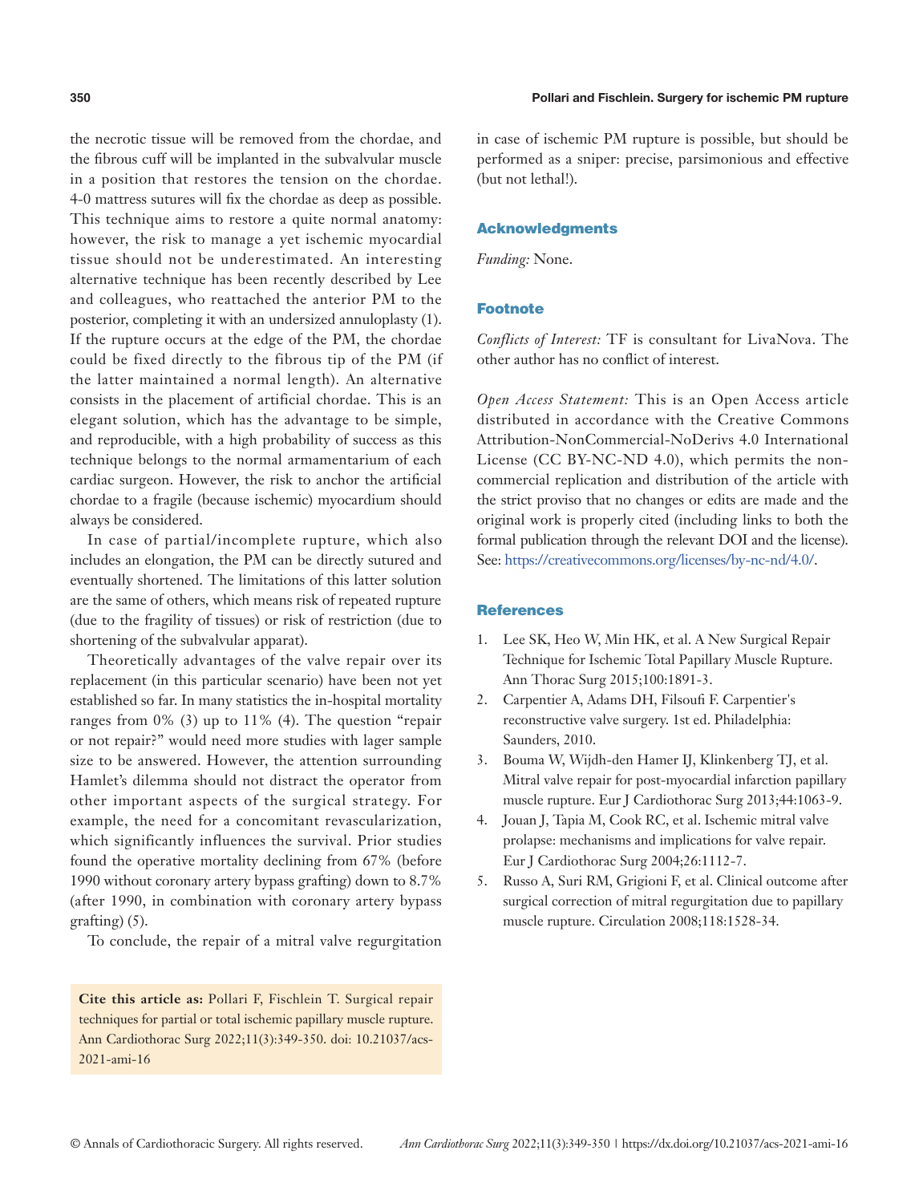the necrotic tissue will be removed from the chordae, and the fibrous cuff will be implanted in the subvalvular muscle in a position that restores the tension on the chordae. 4-0 mattress sutures will fix the chordae as deep as possible. This technique aims to restore a quite normal anatomy: however, the risk to manage a yet ischemic myocardial tissue should not be underestimated. An interesting alternative technique has been recently described by Lee and colleagues, who reattached the anterior PM to the posterior, completing it with an undersized annuloplasty (1). If the rupture occurs at the edge of the PM, the chordae could be fixed directly to the fibrous tip of the PM (if the latter maintained a normal length). An alternative consists in the placement of artificial chordae. This is an elegant solution, which has the advantage to be simple, and reproducible, with a high probability of success as this technique belongs to the normal armamentarium of each cardiac surgeon. However, the risk to anchor the artificial chordae to a fragile (because ischemic) myocardium should always be considered.

In case of partial/incomplete rupture, which also includes an elongation, the PM can be directly sutured and eventually shortened. The limitations of this latter solution are the same of others, which means risk of repeated rupture (due to the fragility of tissues) or risk of restriction (due to shortening of the subvalvular apparat).

Theoretically advantages of the valve repair over its replacement (in this particular scenario) have been not yet established so far. In many statistics the in-hospital mortality ranges from 0% (3) up to 11% (4). The question "repair or not repair?" would need more studies with lager sample size to be answered. However, the attention surrounding Hamlet's dilemma should not distract the operator from other important aspects of the surgical strategy. For example, the need for a concomitant revascularization, which significantly influences the survival. Prior studies found the operative mortality declining from 67% (before 1990 without coronary artery bypass grafting) down to 8.7% (after 1990, in combination with coronary artery bypass grafting) (5).

To conclude, the repair of a mitral valve regurgitation in case of ischemic PM rupture is possible, but should be performed as a sniper: precise, parsimonious and effective (but not lethal!).

**Cite this article as:** Pollari F, Fischlein T. Surgical repair techniques for partial or total ischemic papillary muscle rupture. Ann Cardiothorac Surg 2022;11(3):349-350. doi: 10.21037/acs-2021-ami-16

## Acknowledgments

*Funding:* None.

## Footnote

*Conflicts of Interest:* TF is consultant for LivaNova. The other author has no conflict of interest.

*Open Access Statement:* This is an Open Access article distributed in accordance with the Creative Commons Attribution-NonCommercial-NoDerivs 4.0 International License (CC BY-NC-ND 4.0), which permits the non-commercial replication and distribution of the article with the strict proviso that no changes or edits are made and the original work is properly cited (including links to both the formal publication through the relevant DOI and the license). See: https://creativecommons.org/licenses/by-nc-nd/4.0/.

## References

1. Lee SK, Heo W, Min HK, et al. A New Surgical Repair Technique for Ischemic Total Papillary Muscle Rupture. Ann Thorac Surg 2015;100:1891-3.
2. Carpentier A, Adams DH, Filsoufi F. Carpentier's reconstructive valve surgery. 1st ed. Philadelphia: Saunders, 2010.
3. Bouma W, Wijdh-den Hamer IJ, Klinkenberg TJ, et al. Mitral valve repair for post-myocardial infarction papillary muscle rupture. Eur J Cardiothorac Surg 2013;44:1063-9.
4. Jouan J, Tapia M, Cook RC, et al. Ischemic mitral valve prolapse: mechanisms and implications for valve repair. Eur J Cardiothorac Surg 2004;26:1112-7.
5. Russo A, Suri RM, Grigioni F, et al. Clinical outcome after surgical correction of mitral regurgitation due to papillary muscle rupture. Circulation 2008;118:1528-34.